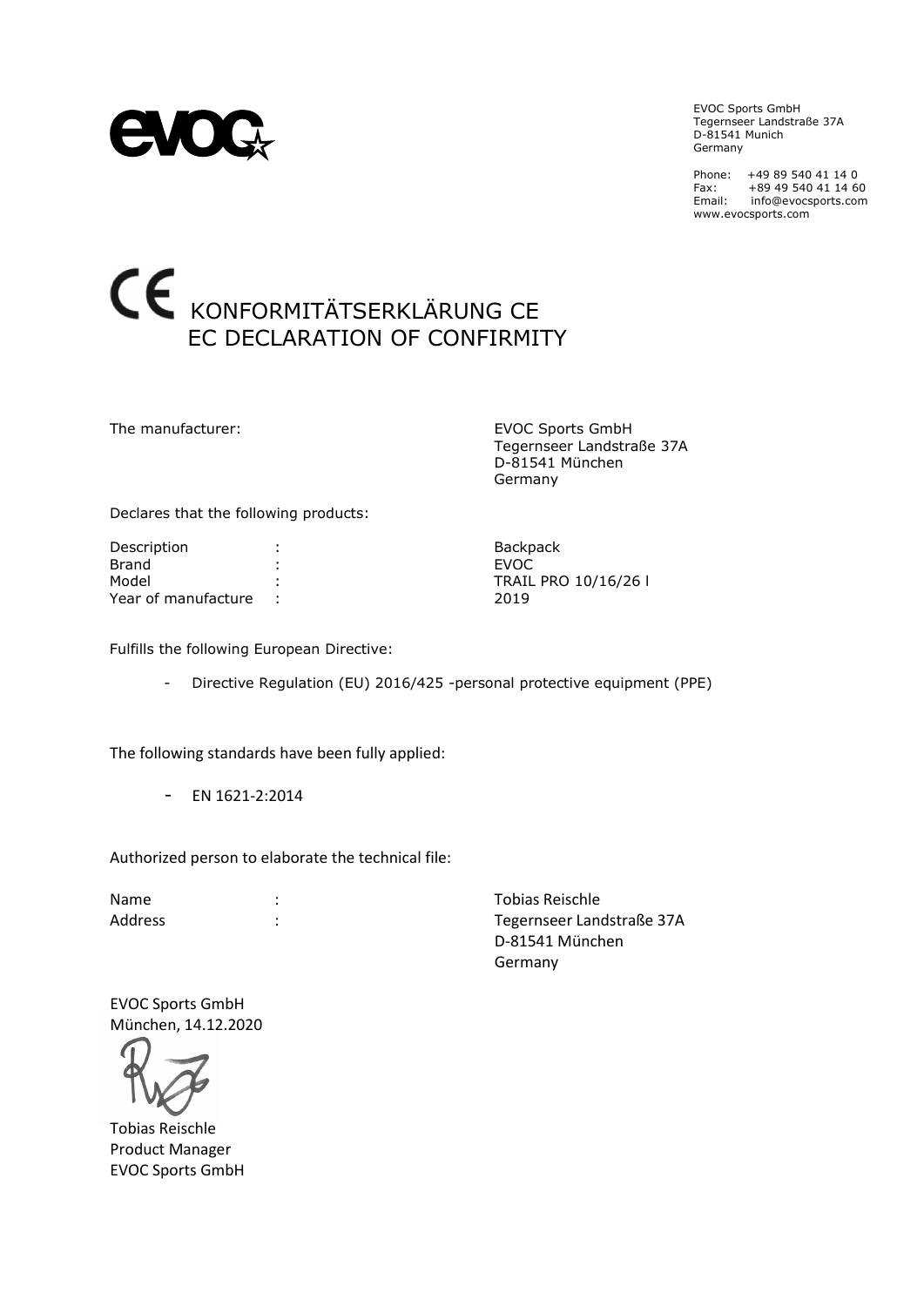EVOC Sports GmbH
Tegernseer Landstraße 37A
D-81541 Munich
Germany

Phone: +49 89 540 41 14 0
Fax: +89 49 540 41 14 60
Email: info@evocsports.com
www.evocsports.com

# CE KONFORMITÄTSERKLÄRUNG CE
# EC DECLARATION OF CONFIRMITY

The manufacturer: EVOC Sports GmbH
Tegernseer Landstraße 37A
D-81541 München
Germany

Declares that the following products:

| | | |
|---|---|---|
| Description | : | Backpack |
| Brand | : | EVOC |
| Model | : | TRAIL PRO 10/16/26 l |
| Year of manufacture | : | 2019 |

Fulfills the following European Directive:

- Directive Regulation (EU) 2016/425 -personal protective equipment (PPE)

The following standards have been fully applied:

- EN 1621-2:2014

Authorized person to elaborate the technical file:

| | | |
|---|---|---|
| Name | : | Tobias Reischle |
| Address | : | Tegernseer Landstraße 37A<br>D-81541 München<br>Germany |

EVOC Sports GmbH
München, 14.12.2020

Tobias Reischle
Product Manager
EVOC Sports GmbH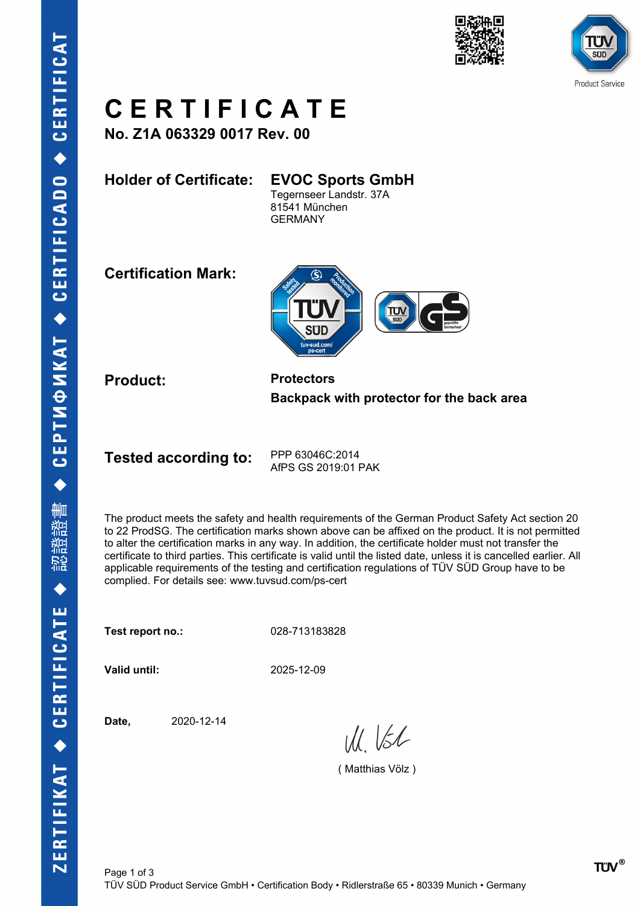# CERTIFICATE

**No. Z1A 063329 0017 Rev. 00**

**Holder of Certificate:** **EVOC Sports GmbH**
Tegernseer Landstr. 37A
81541 München
GERMANY

**Certification Mark:**

**Product:** **Protectors**
**Backpack with protector for the back area**

**Tested according to:** PPP 63046C:2014
AfPS GS 2019:01 PAK

The product meets the safety and health requirements of the German Product Safety Act section 20 to 22 ProdSG. The certification marks shown above can be affixed on the product. It is not permitted to alter the certification marks in any way. In addition, the certificate holder must not transfer the certificate to third parties. This certificate is valid until the listed date, unless it is cancelled earlier. All applicable requirements of the testing and certification regulations of TÜV SÜD Group have to be complied. For details see: www.tuvsud.com/ps-cert

**Test report no.:** 028-713183828

**Valid until:** 2025-12-09

**Date,** 2020-12-14

( Matthias Völz )

TÜV SÜD Product Service GmbH • Certification Body • Ridlerstraße 65 • 80339 Munich • Germany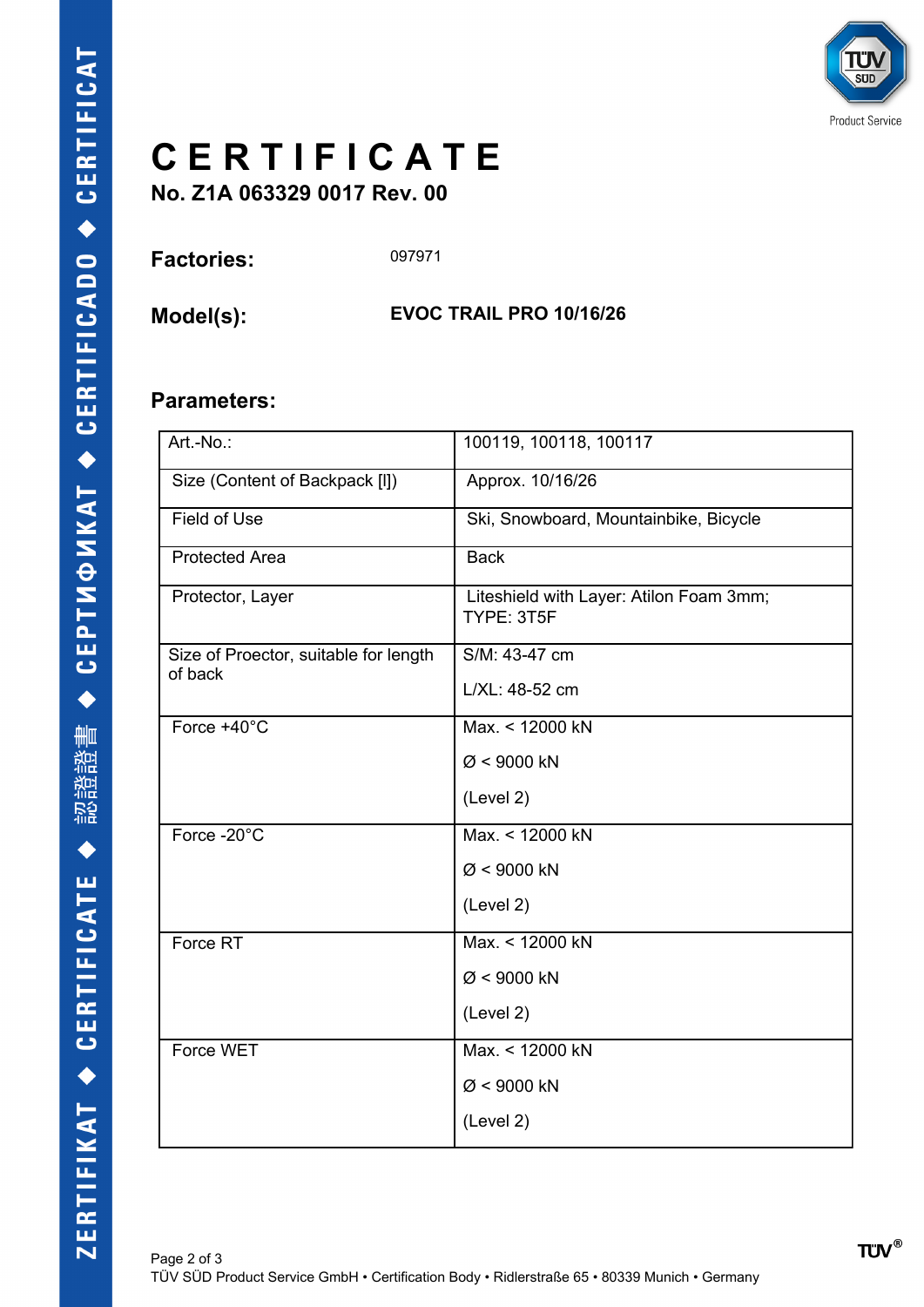# CERTIFICATE

**No. Z1A 063329 0017 Rev. 00**

**Factories:** 097971

**Model(s):** **EVOC TRAIL PRO 10/16/26**

## Parameters:

| Art.-No.: | 100119, 100118, 100117 |
|---|---|
| Size (Content of Backpack [l]) | Approx. 10/16/26 |
| Field of Use | Ski, Snowboard, Mountainbike, Bicycle |
| Protected Area | Back |
| Protector, Layer | Liteshield with Layer: Atilon Foam 3mm; TYPE: 3T5F |
| Size of Proector, suitable for length of back | S/M: 43-47 cm<br>L/XL: 48-52 cm |
| Force +40°C | Max. < 12000 kN<br>Ø < 9000 kN<br>(Level 2) |
| Force -20°C | Max. < 12000 kN<br>Ø < 9000 kN<br>(Level 2) |
| Force RT | Max. < 12000 kN<br>Ø < 9000 kN<br>(Level 2) |
| Force WET | Max. < 12000 kN<br>Ø < 9000 kN<br>(Level 2) |

TÜV SÜD Product Service GmbH • Certification Body • Ridlerstraße 65 • 80339 Munich • Germany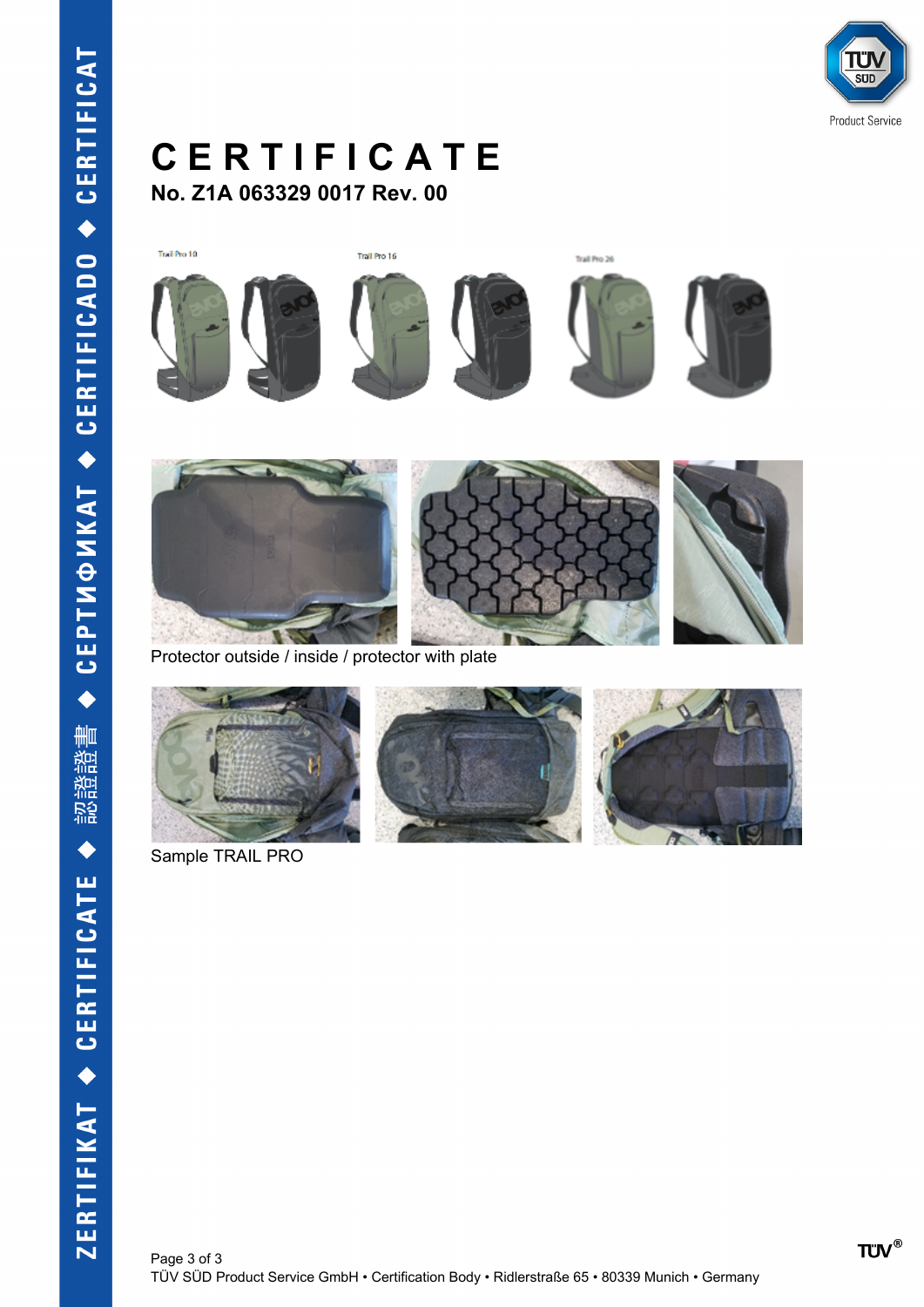# CERTIFICATE

**No. Z1A 063329 0017 Rev. 00**

Trail Pro 10

Trail Pro 16

Trail Pro 26

Protector outside / inside / protector with plate

Sample TRAIL PRO

TÜV SÜD Product Service GmbH • Certification Body • Ridlerstraße 65 • 80339 Munich • Germany